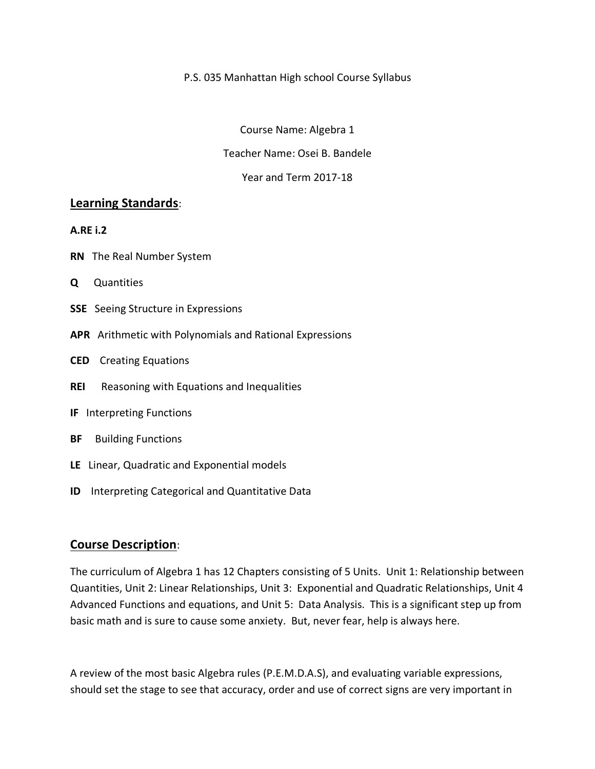P.S. 035 Manhattan High school Course Syllabus

Course Name: Algebra 1

Teacher Name: Osei B. Bandele

Year and Term 2017-18

## Learning Standards:

**A.RE i.2**

**RN** The Real Number System

**Q** Quantities

**SSE** Seeing Structure in Expressions

**APR** Arithmetic with Polynomials and Rational Expressions

**CED** Creating Equations

**REI** Reasoning with Equations and Inequalities

**IF** Interpreting Functions

**BF** Building Functions

**LE** Linear, Quadratic and Exponential models

**ID** Interpreting Categorical and Quantitative Data

## Course Description:

The curriculum of Algebra 1 has 12 Chapters consisting of 5 Units. Unit 1: Relationship between Quantities, Unit 2: Linear Relationships, Unit 3: Exponential and Quadratic Relationships, Unit 4 Advanced Functions and equations, and Unit 5: Data Analysis. This is a significant step up from basic math and is sure to cause some anxiety. But, never fear, help is always here.

A review of the most basic Algebra rules (P.E.M.D.A.S), and evaluating variable expressions, should set the stage to see that accuracy, order and use of correct signs are very important in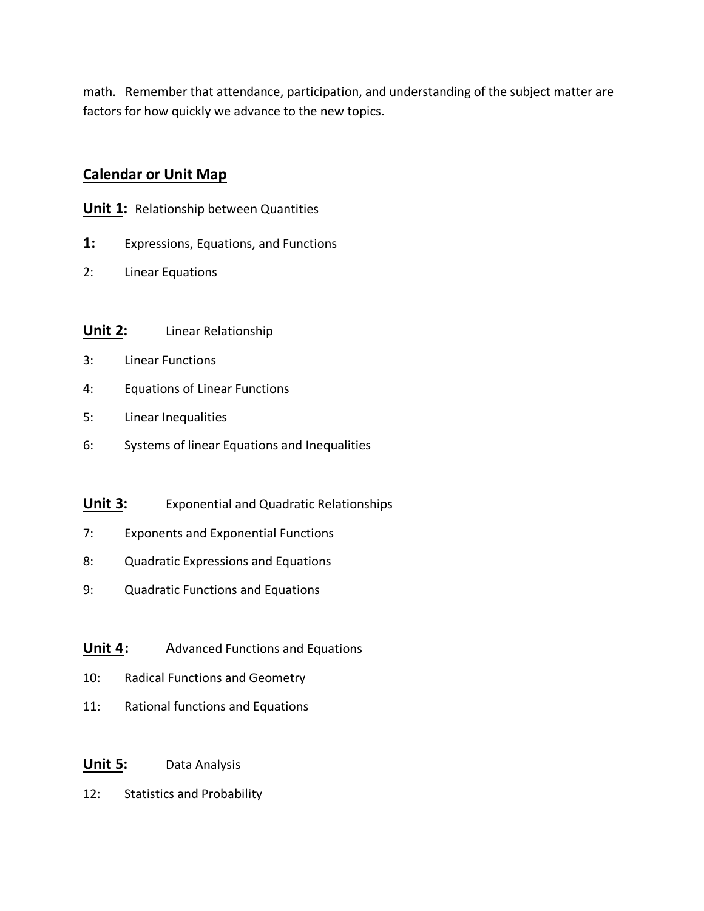math. Remember that attendance, participation, and understanding of the subject matter are factors for how quickly we advance to the new topics.

## **Calendar or Unit Map**

**Unit 1:** Relationship between Quantities

**1:** Expressions, Equations, and Functions

2: Linear Equations

**Unit 2:** Linear Relationship

3: Linear Functions

4: Equations of Linear Functions

5: Linear Inequalities

6: Systems of linear Equations and Inequalities

**Unit 3:** Exponential and Quadratic Relationships

7: Exponents and Exponential Functions

8: Quadratic Expressions and Equations

9: Quadratic Functions and Equations

**Unit 4:** Advanced Functions and Equations

10: Radical Functions and Geometry

11: Rational functions and Equations

**Unit 5:** Data Analysis

12: Statistics and Probability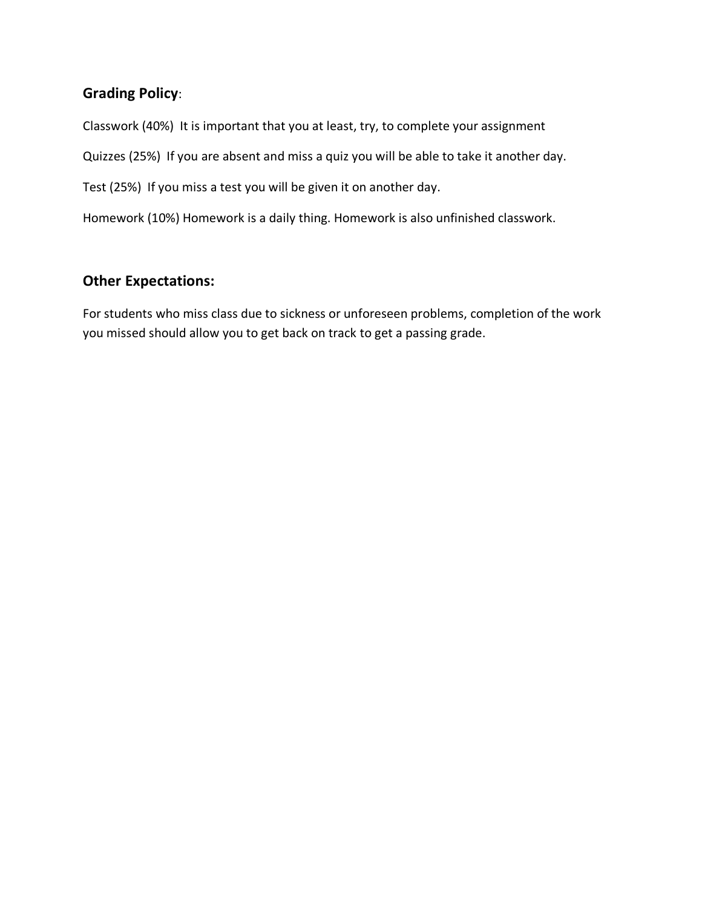## **Grading Policy**:

Classwork (40%) It is important that you at least, try, to complete your assignment

Quizzes (25%) If you are absent and miss a quiz you will be able to take it another day.

Test (25%) If you miss a test you will be given it on another day.

Homework (10%) Homework is a daily thing. Homework is also unfinished classwork.

## **Other Expectations:**

For students who miss class due to sickness or unforeseen problems, completion of the work you missed should allow you to get back on track to get a passing grade.